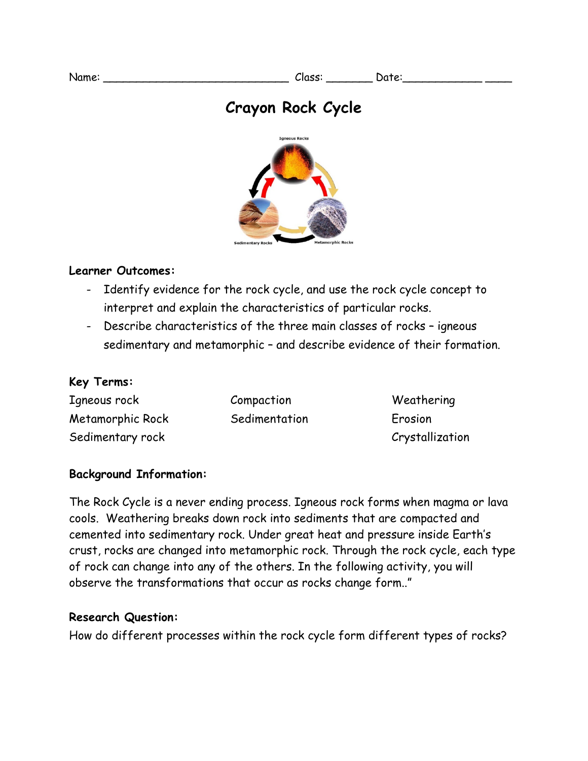Name: ____________________________ Class: _______ Date:____________ ____

# Crayon Rock Cycle

**Learner Outcomes:**

- Identify evidence for the rock cycle, and use the rock cycle concept to interpret and explain the characteristics of particular rocks.
- Describe characteristics of the three main classes of rocks – igneous sedimentary and metamorphic – and describe evidence of their formation.

**Key Terms:**

| | | |
|---|---|---|
| Igneous rock | Compaction | Weathering |
| Metamorphic Rock | Sedimentation | Erosion |
| Sedimentary rock | | Crystallization |

**Background Information:**

The Rock Cycle is a never ending process. Igneous rock forms when magma or lava cools. Weathering breaks down rock into sediments that are compacted and cemented into sedimentary rock. Under great heat and pressure inside Earth's crust, rocks are changed into metamorphic rock. Through the rock cycle, each type of rock can change into any of the others. In the following activity, you will observe the transformations that occur as rocks change form.."

**Research Question:**

How do different processes within the rock cycle form different types of rocks?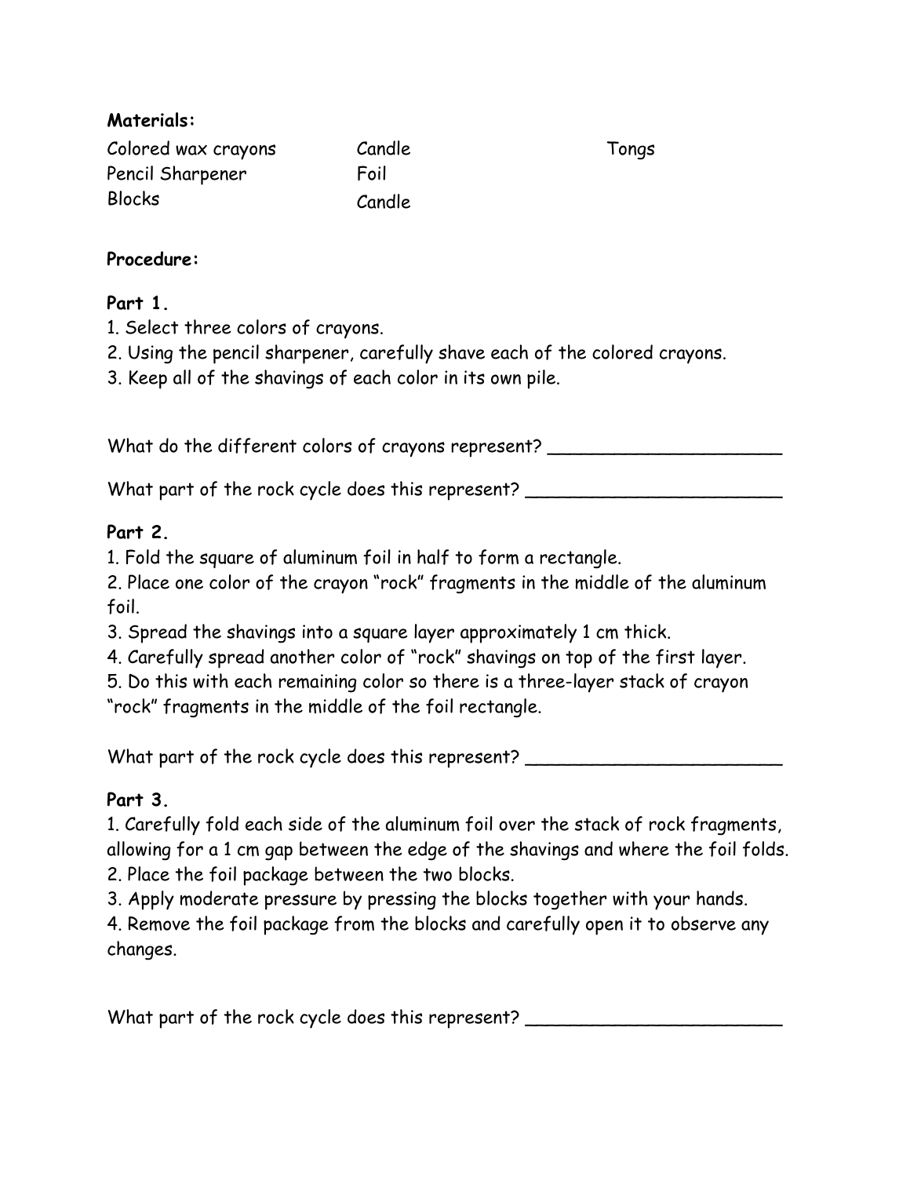**Materials:**

| | | |
|---|---|---|
| Colored wax crayons | Candle | Tongs |
| Pencil Sharpener | Foil | |
| Blocks | Candle | |

**Procedure:**

**Part 1.**

1. Select three colors of crayons.
2. Using the pencil sharpener, carefully shave each of the colored crayons.
3. Keep all of the shavings of each color in its own pile.

What do the different colors of crayons represent? ______________________

What part of the rock cycle does this represent? ________________________

**Part 2.**

1. Fold the square of aluminum foil in half to form a rectangle.
2. Place one color of the crayon "rock" fragments in the middle of the aluminum foil.
3. Spread the shavings into a square layer approximately 1 cm thick.
4. Carefully spread another color of "rock" shavings on top of the first layer.
5. Do this with each remaining color so there is a three-layer stack of crayon "rock" fragments in the middle of the foil rectangle.

What part of the rock cycle does this represent? ________________________

**Part 3.**

1. Carefully fold each side of the aluminum foil over the stack of rock fragments, allowing for a 1 cm gap between the edge of the shavings and where the foil folds.
2. Place the foil package between the two blocks.
3. Apply moderate pressure by pressing the blocks together with your hands.
4. Remove the foil package from the blocks and carefully open it to observe any changes.

What part of the rock cycle does this represent? ________________________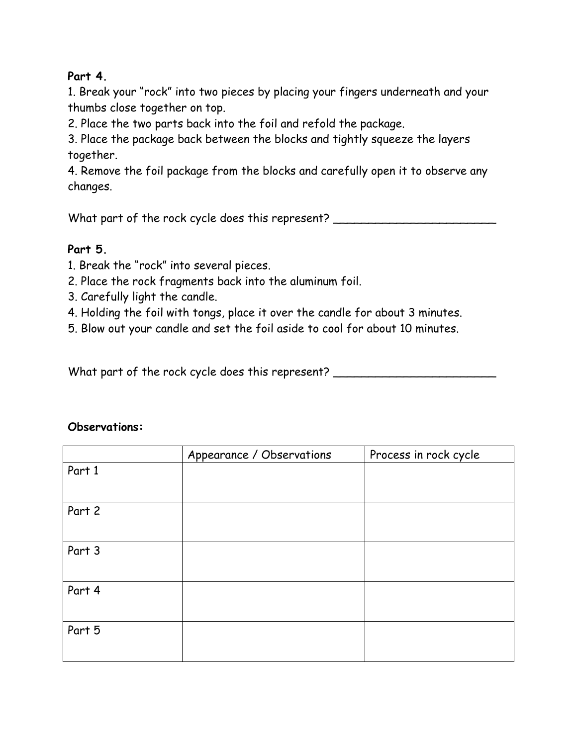**Part 4.**

1. Break your “rock” into two pieces by placing your fingers underneath and your thumbs close together on top.
2. Place the two parts back into the foil and refold the package.
3. Place the package back between the blocks and tightly squeeze the layers together.
4. Remove the foil package from the blocks and carefully open it to observe any changes.

What part of the rock cycle does this represent? _________________________

**Part 5.**

1. Break the “rock” into several pieces.
2. Place the rock fragments back into the aluminum foil.
3. Carefully light the candle.
4. Holding the foil with tongs, place it over the candle for about 3 minutes.
5. Blow out your candle and set the foil aside to cool for about 10 minutes.

What part of the rock cycle does this represent? _________________________

**Observations:**

| | Appearance / Observations | Process in rock cycle |
|---|---|---|
| Part 1 | | |
| Part 2 | | |
| Part 3 | | |
| Part 4 | | |
| Part 5 | | |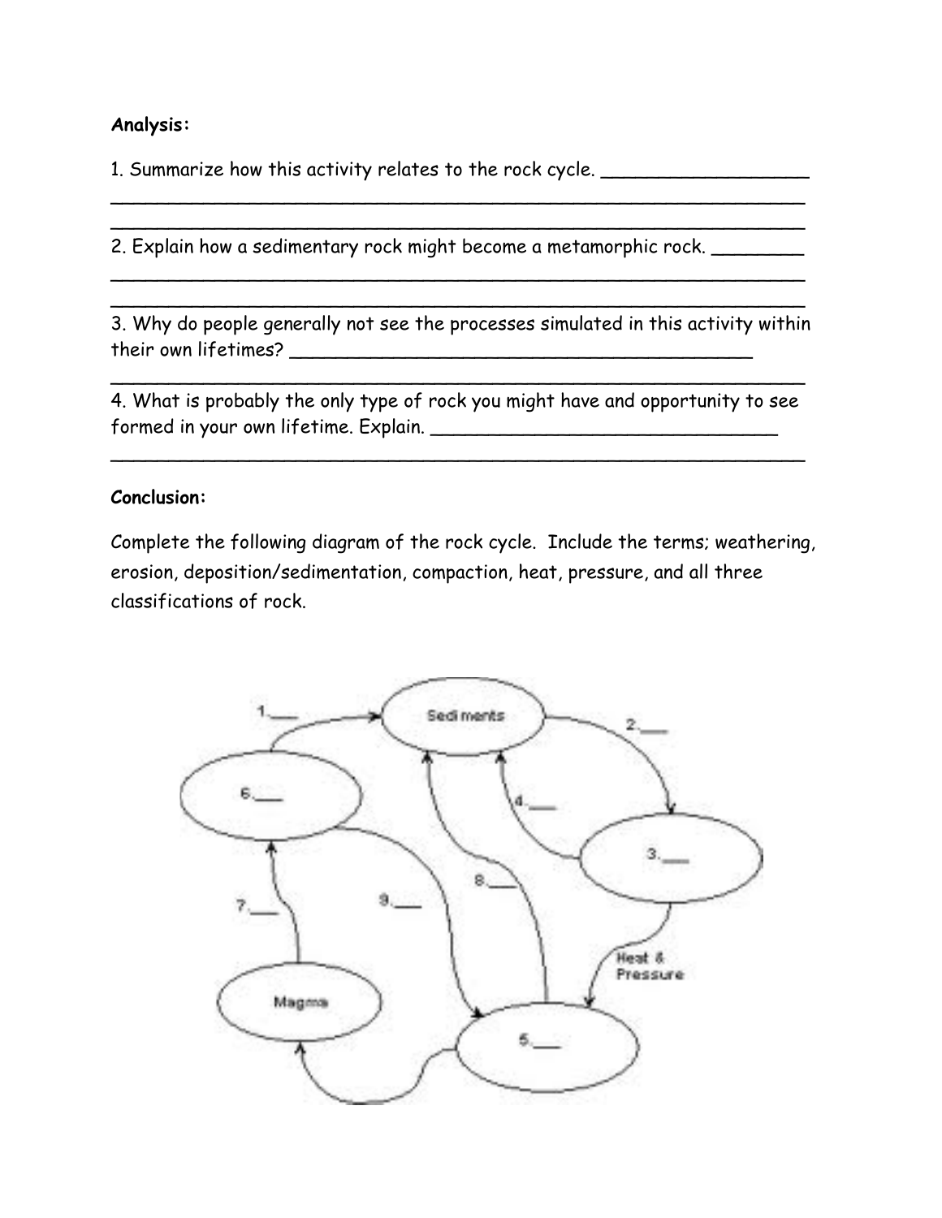**Analysis:**

1. Summarize how this activity relates to the rock cycle. __________________
________________________________________________________________
________________________________________________________________

2. Explain how a sedimentary rock might become a metamorphic rock. ________
________________________________________________________________
________________________________________________________________

3. Why do people generally not see the processes simulated in this activity within their own lifetimes? __________________________________________
________________________________________________________________

4. What is probably the only type of rock you might have and opportunity to see formed in your own lifetime. Explain. _______________________________
________________________________________________________________

**Conclusion:**

Complete the following diagram of the rock cycle. Include the terms; weathering, erosion, deposition/sedimentation, compaction, heat, pressure, and all three classifications of rock.

Sediments

1.___

2.___

3.___

4.___

5.___

6.___

7.___

8.___

9.___

Heat & Pressure

Magma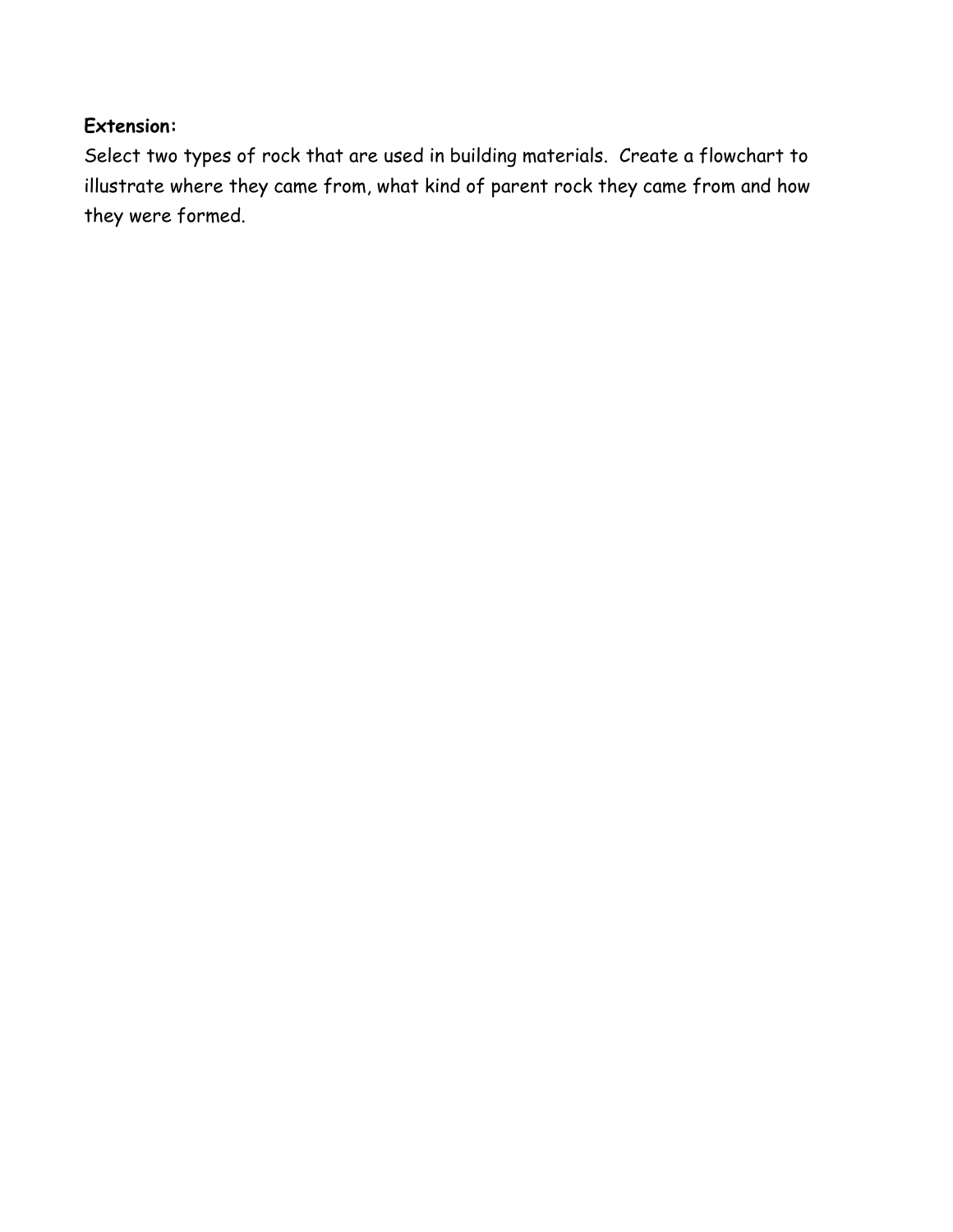**Extension:**

Select two types of rock that are used in building materials. Create a flowchart to illustrate where they came from, what kind of parent rock they came from and how they were formed.